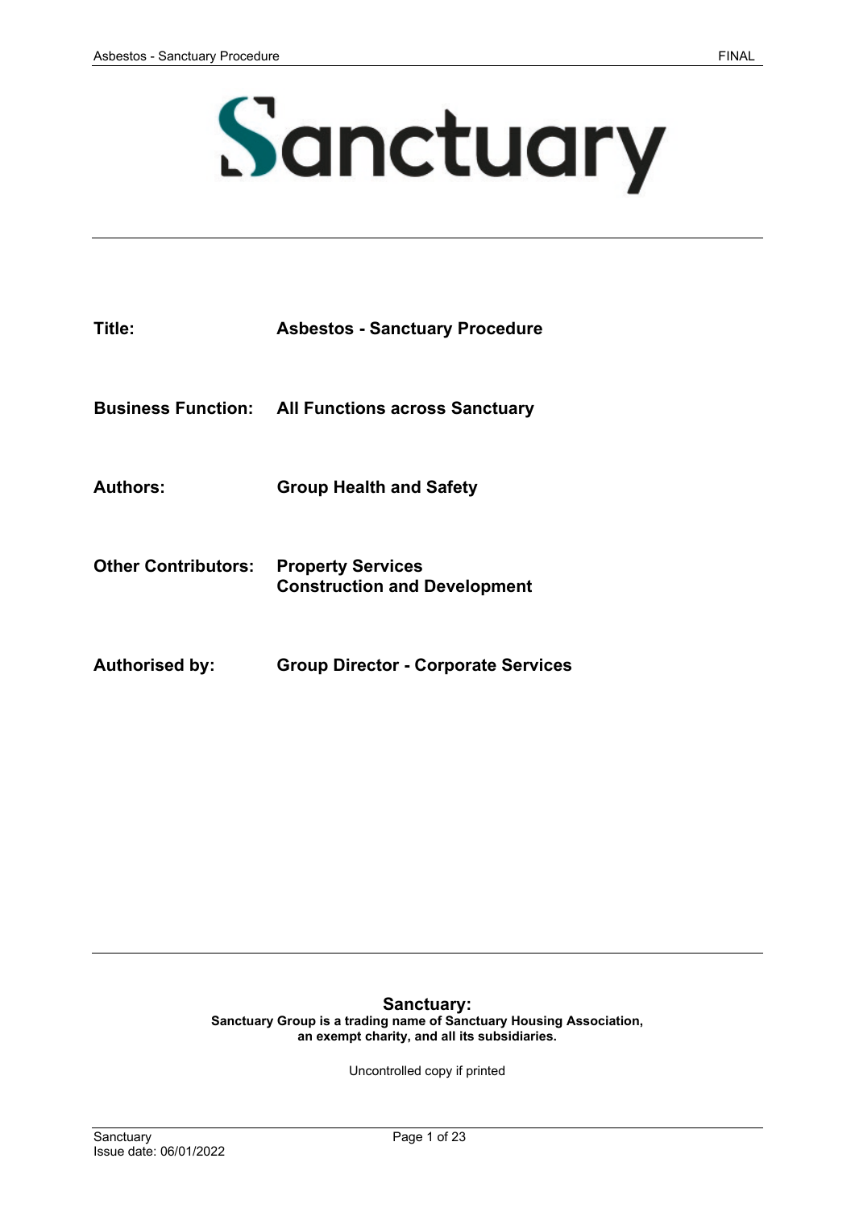# Sanctuary

| | |
|---|---|
| **Title:** | **Asbestos - Sanctuary Procedure** |
| **Business Function:** | **All Functions across Sanctuary** |
| **Authors:** | **Group Health and Safety** |
| **Other Contributors:** | **Property Services**<br>**Construction and Development** |
| **Authorised by:** | **Group Director - Corporate Services** |

**Sanctuary:**
**Sanctuary Group is a trading name of Sanctuary Housing Association, an exempt charity, and all its subsidiaries.**

Uncontrolled copy if printed

Issue date: 06/01/2022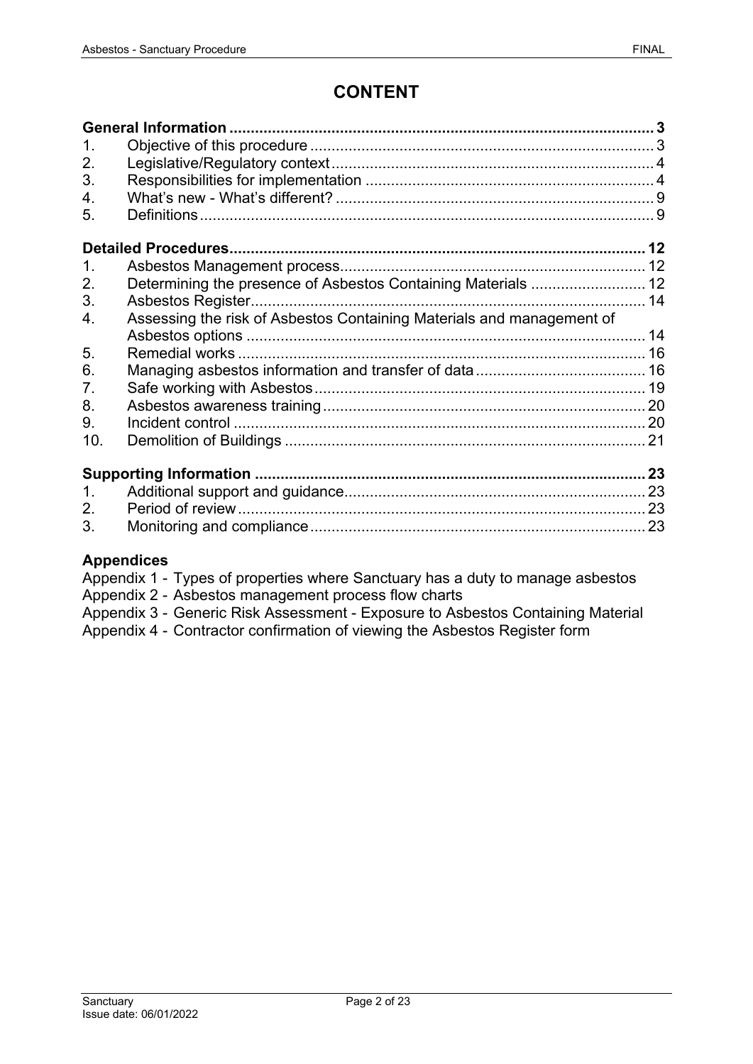# CONTENT

| | | |
|---|---|---|
| **General Information** | | **3** |
| 1. | Objective of this procedure | 3 |
| 2. | Legislative/Regulatory context | 4 |
| 3. | Responsibilities for implementation | 4 |
| 4. | What's new - What's different? | 9 |
| 5. | Definitions | 9 |
| **Detailed Procedures** | | **12** |
| 1. | Asbestos Management process | 12 |
| 2. | Determining the presence of Asbestos Containing Materials | 12 |
| 3. | Asbestos Register | 14 |
| 4. | Assessing the risk of Asbestos Containing Materials and management of Asbestos options | 14 |
| 5. | Remedial works | 16 |
| 6. | Managing asbestos information and transfer of data | 16 |
| 7. | Safe working with Asbestos | 19 |
| 8. | Asbestos awareness training | 20 |
| 9. | Incident control | 20 |
| 10. | Demolition of Buildings | 21 |
| **Supporting Information** | | **23** |
| 1. | Additional support and guidance | 23 |
| 2. | Period of review | 23 |
| 3. | Monitoring and compliance | 23 |

**Appendices**

Appendix 1 - Types of properties where Sanctuary has a duty to manage asbestos
Appendix 2 - Asbestos management process flow charts
Appendix 3 - Generic Risk Assessment - Exposure to Asbestos Containing Material
Appendix 4 - Contractor confirmation of viewing the Asbestos Register form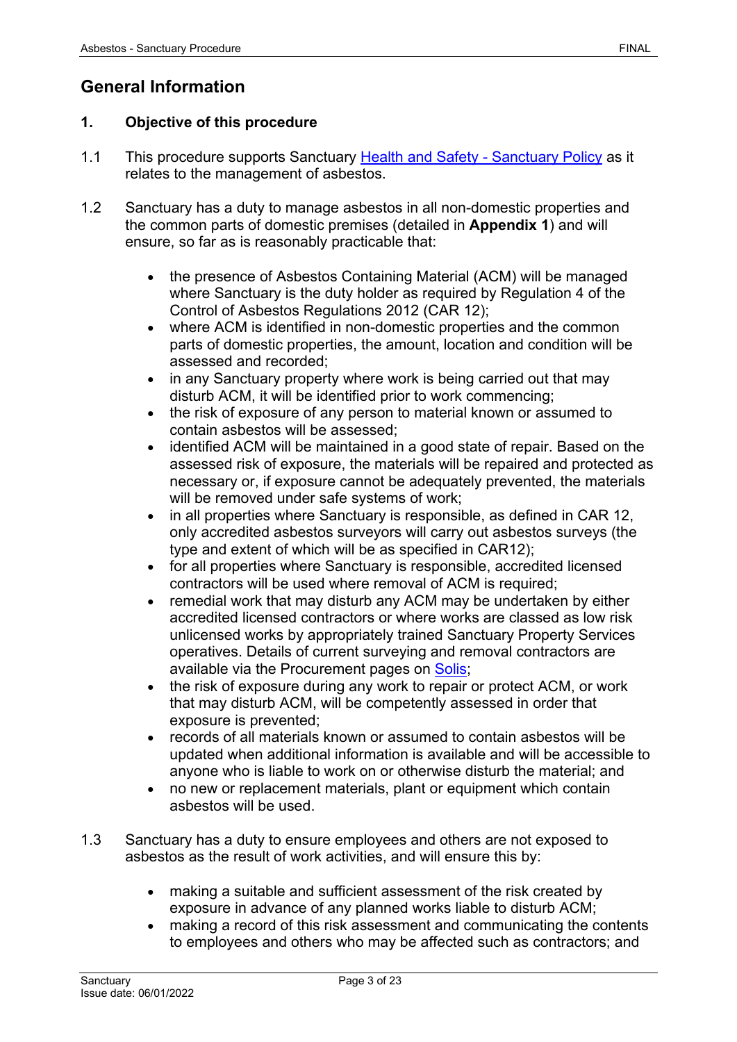## General Information

### 1. Objective of this procedure

1.1 This procedure supports Sanctuary Health and Safety - Sanctuary Policy as it relates to the management of asbestos.

1.2 Sanctuary has a duty to manage asbestos in all non-domestic properties and the common parts of domestic premises (detailed in **Appendix 1**) and will ensure, so far as is reasonably practicable that:

- the presence of Asbestos Containing Material (ACM) will be managed where Sanctuary is the duty holder as required by Regulation 4 of the Control of Asbestos Regulations 2012 (CAR 12);
- where ACM is identified in non-domestic properties and the common parts of domestic properties, the amount, location and condition will be assessed and recorded;
- in any Sanctuary property where work is being carried out that may disturb ACM, it will be identified prior to work commencing;
- the risk of exposure of any person to material known or assumed to contain asbestos will be assessed;
- identified ACM will be maintained in a good state of repair. Based on the assessed risk of exposure, the materials will be repaired and protected as necessary or, if exposure cannot be adequately prevented, the materials will be removed under safe systems of work;
- in all properties where Sanctuary is responsible, as defined in CAR 12, only accredited asbestos surveyors will carry out asbestos surveys (the type and extent of which will be as specified in CAR12);
- for all properties where Sanctuary is responsible, accredited licensed contractors will be used where removal of ACM is required;
- remedial work that may disturb any ACM may be undertaken by either accredited licensed contractors or where works are classed as low risk unlicensed works by appropriately trained Sanctuary Property Services operatives. Details of current surveying and removal contractors are available via the Procurement pages on Solis;
- the risk of exposure during any work to repair or protect ACM, or work that may disturb ACM, will be competently assessed in order that exposure is prevented;
- records of all materials known or assumed to contain asbestos will be updated when additional information is available and will be accessible to anyone who is liable to work on or otherwise disturb the material; and
- no new or replacement materials, plant or equipment which contain asbestos will be used.

1.3 Sanctuary has a duty to ensure employees and others are not exposed to asbestos as the result of work activities, and will ensure this by:

- making a suitable and sufficient assessment of the risk created by exposure in advance of any planned works liable to disturb ACM;
- making a record of this risk assessment and communicating the contents to employees and others who may be affected such as contractors; and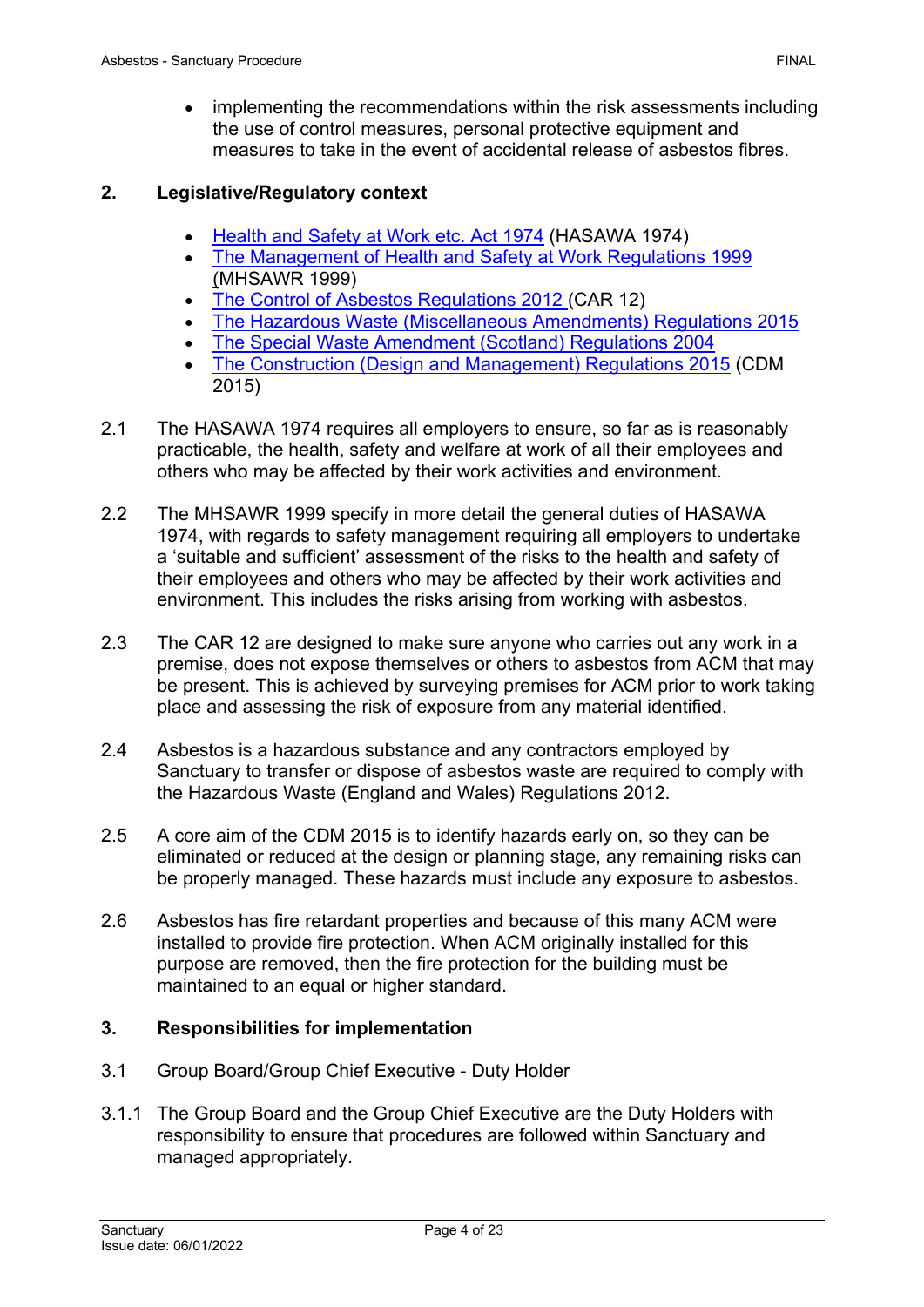- implementing the recommendations within the risk assessments including the use of control measures, personal protective equipment and measures to take in the event of accidental release of asbestos fibres.

## 2. Legislative/Regulatory context

- Health and Safety at Work etc. Act 1974 (HASAWA 1974)
- The Management of Health and Safety at Work Regulations 1999 (MHSAWR 1999)
- The Control of Asbestos Regulations 2012 (CAR 12)
- The Hazardous Waste (Miscellaneous Amendments) Regulations 2015
- The Special Waste Amendment (Scotland) Regulations 2004
- The Construction (Design and Management) Regulations 2015 (CDM 2015)

2.1 The HASAWA 1974 requires all employers to ensure, so far as is reasonably practicable, the health, safety and welfare at work of all their employees and others who may be affected by their work activities and environment.

2.2 The MHSAWR 1999 specify in more detail the general duties of HASAWA 1974, with regards to safety management requiring all employers to undertake a 'suitable and sufficient' assessment of the risks to the health and safety of their employees and others who may be affected by their work activities and environment. This includes the risks arising from working with asbestos.

2.3 The CAR 12 are designed to make sure anyone who carries out any work in a premise, does not expose themselves or others to asbestos from ACM that may be present. This is achieved by surveying premises for ACM prior to work taking place and assessing the risk of exposure from any material identified.

2.4 Asbestos is a hazardous substance and any contractors employed by Sanctuary to transfer or dispose of asbestos waste are required to comply with the Hazardous Waste (England and Wales) Regulations 2012.

2.5 A core aim of the CDM 2015 is to identify hazards early on, so they can be eliminated or reduced at the design or planning stage, any remaining risks can be properly managed. These hazards must include any exposure to asbestos.

2.6 Asbestos has fire retardant properties and because of this many ACM were installed to provide fire protection. When ACM originally installed for this purpose are removed, then the fire protection for the building must be maintained to an equal or higher standard.

## 3. Responsibilities for implementation

3.1 Group Board/Group Chief Executive - Duty Holder

3.1.1 The Group Board and the Group Chief Executive are the Duty Holders with responsibility to ensure that procedures are followed within Sanctuary and managed appropriately.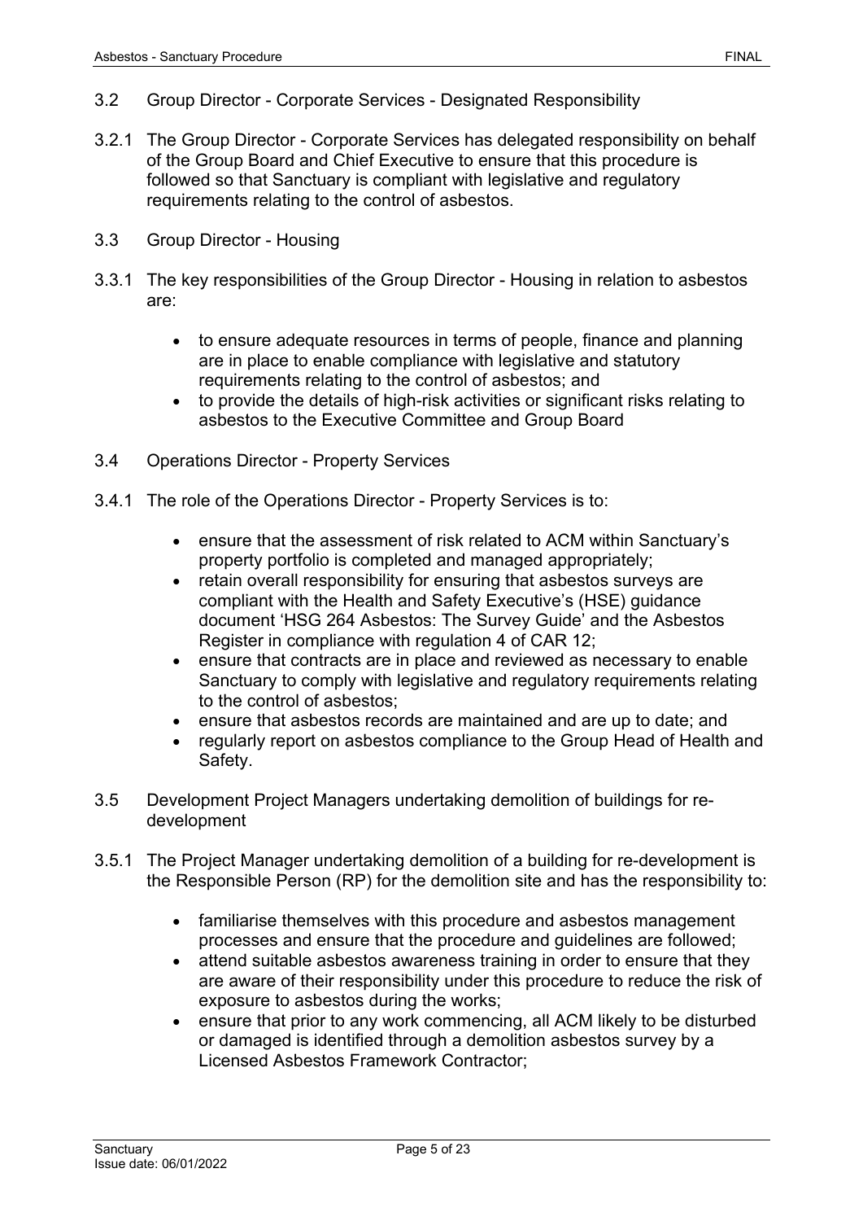### 3.2 Group Director - Corporate Services - Designated Responsibility

3.2.1 The Group Director - Corporate Services has delegated responsibility on behalf of the Group Board and Chief Executive to ensure that this procedure is followed so that Sanctuary is compliant with legislative and regulatory requirements relating to the control of asbestos.

### 3.3 Group Director - Housing

3.3.1 The key responsibilities of the Group Director - Housing in relation to asbestos are:

- to ensure adequate resources in terms of people, finance and planning are in place to enable compliance with legislative and statutory requirements relating to the control of asbestos; and
- to provide the details of high-risk activities or significant risks relating to asbestos to the Executive Committee and Group Board

### 3.4 Operations Director - Property Services

3.4.1 The role of the Operations Director - Property Services is to:

- ensure that the assessment of risk related to ACM within Sanctuary's property portfolio is completed and managed appropriately;
- retain overall responsibility for ensuring that asbestos surveys are compliant with the Health and Safety Executive's (HSE) guidance document 'HSG 264 Asbestos: The Survey Guide' and the Asbestos Register in compliance with regulation 4 of CAR 12;
- ensure that contracts are in place and reviewed as necessary to enable Sanctuary to comply with legislative and regulatory requirements relating to the control of asbestos;
- ensure that asbestos records are maintained and are up to date; and
- regularly report on asbestos compliance to the Group Head of Health and Safety.

### 3.5 Development Project Managers undertaking demolition of buildings for re-development

3.5.1 The Project Manager undertaking demolition of a building for re-development is the Responsible Person (RP) for the demolition site and has the responsibility to:

- familiarise themselves with this procedure and asbestos management processes and ensure that the procedure and guidelines are followed;
- attend suitable asbestos awareness training in order to ensure that they are aware of their responsibility under this procedure to reduce the risk of exposure to asbestos during the works;
- ensure that prior to any work commencing, all ACM likely to be disturbed or damaged is identified through a demolition asbestos survey by a Licensed Asbestos Framework Contractor;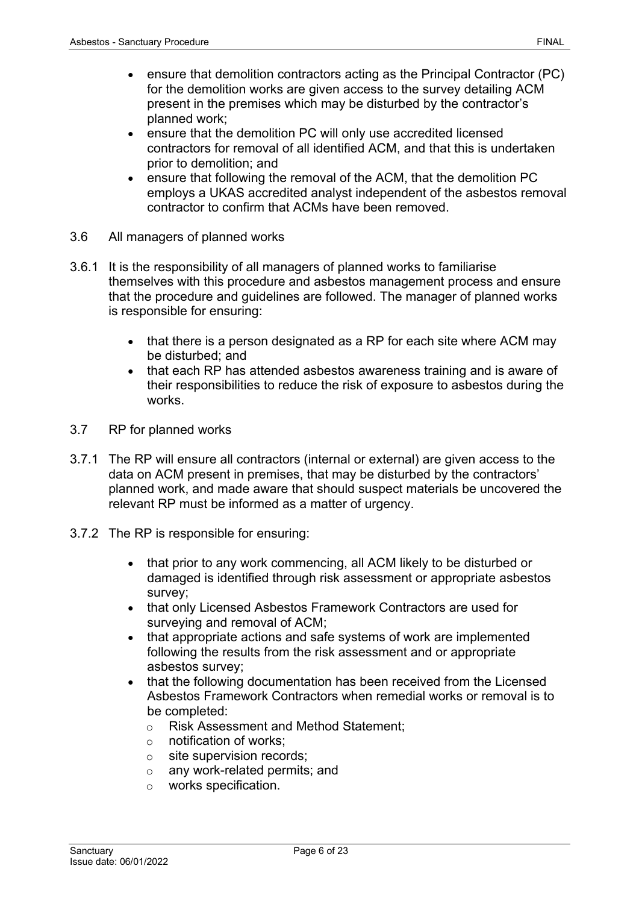- ensure that demolition contractors acting as the Principal Contractor (PC) for the demolition works are given access to the survey detailing ACM present in the premises which may be disturbed by the contractor's planned work;
- ensure that the demolition PC will only use accredited licensed contractors for removal of all identified ACM, and that this is undertaken prior to demolition; and
- ensure that following the removal of the ACM, that the demolition PC employs a UKAS accredited analyst independent of the asbestos removal contractor to confirm that ACMs have been removed.

3.6 All managers of planned works

3.6.1 It is the responsibility of all managers of planned works to familiarise themselves with this procedure and asbestos management process and ensure that the procedure and guidelines are followed. The manager of planned works is responsible for ensuring:

- that there is a person designated as a RP for each site where ACM may be disturbed; and
- that each RP has attended asbestos awareness training and is aware of their responsibilities to reduce the risk of exposure to asbestos during the works.

3.7 RP for planned works

3.7.1 The RP will ensure all contractors (internal or external) are given access to the data on ACM present in premises, that may be disturbed by the contractors' planned work, and made aware that should suspect materials be uncovered the relevant RP must be informed as a matter of urgency.

3.7.2 The RP is responsible for ensuring:

- that prior to any work commencing, all ACM likely to be disturbed or damaged is identified through risk assessment or appropriate asbestos survey;
- that only Licensed Asbestos Framework Contractors are used for surveying and removal of ACM;
- that appropriate actions and safe systems of work are implemented following the results from the risk assessment and or appropriate asbestos survey;
- that the following documentation has been received from the Licensed Asbestos Framework Contractors when remedial works or removal is to be completed:
  - Risk Assessment and Method Statement;
  - notification of works;
  - site supervision records;
  - any work-related permits; and
  - works specification.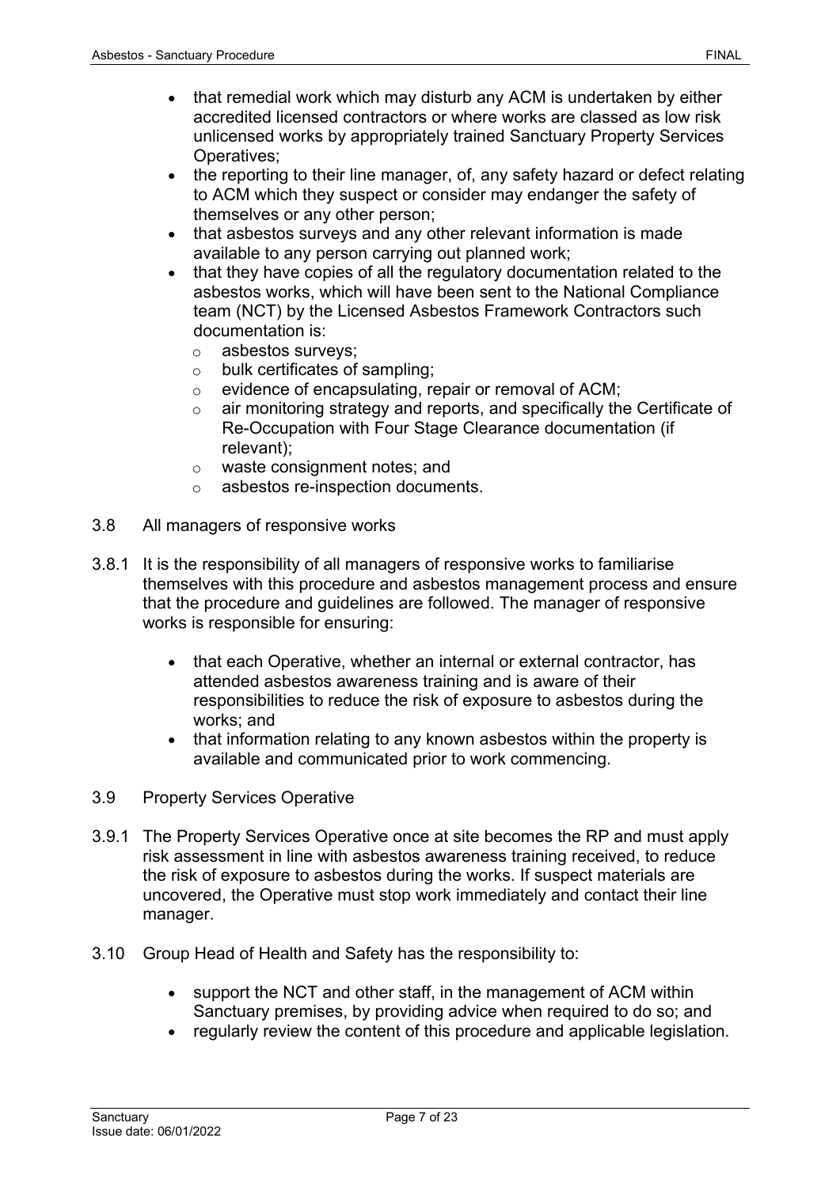- that remedial work which may disturb any ACM is undertaken by either accredited licensed contractors or where works are classed as low risk unlicensed works by appropriately trained Sanctuary Property Services Operatives;
- the reporting to their line manager, of, any safety hazard or defect relating to ACM which they suspect or consider may endanger the safety of themselves or any other person;
- that asbestos surveys and any other relevant information is made available to any person carrying out planned work;
- that they have copies of all the regulatory documentation related to the asbestos works, which will have been sent to the National Compliance team (NCT) by the Licensed Asbestos Framework Contractors such documentation is:
  - asbestos surveys;
  - bulk certificates of sampling;
  - evidence of encapsulating, repair or removal of ACM;
  - air monitoring strategy and reports, and specifically the Certificate of Re-Occupation with Four Stage Clearance documentation (if relevant);
  - waste consignment notes; and
  - asbestos re-inspection documents.

3.8 All managers of responsive works

3.8.1 It is the responsibility of all managers of responsive works to familiarise themselves with this procedure and asbestos management process and ensure that the procedure and guidelines are followed. The manager of responsive works is responsible for ensuring:

- that each Operative, whether an internal or external contractor, has attended asbestos awareness training and is aware of their responsibilities to reduce the risk of exposure to asbestos during the works; and
- that information relating to any known asbestos within the property is available and communicated prior to work commencing.

3.9 Property Services Operative

3.9.1 The Property Services Operative once at site becomes the RP and must apply risk assessment in line with asbestos awareness training received, to reduce the risk of exposure to asbestos during the works. If suspect materials are uncovered, the Operative must stop work immediately and contact their line manager.

3.10 Group Head of Health and Safety has the responsibility to:

- support the NCT and other staff, in the management of ACM within Sanctuary premises, by providing advice when required to do so; and
- regularly review the content of this procedure and applicable legislation.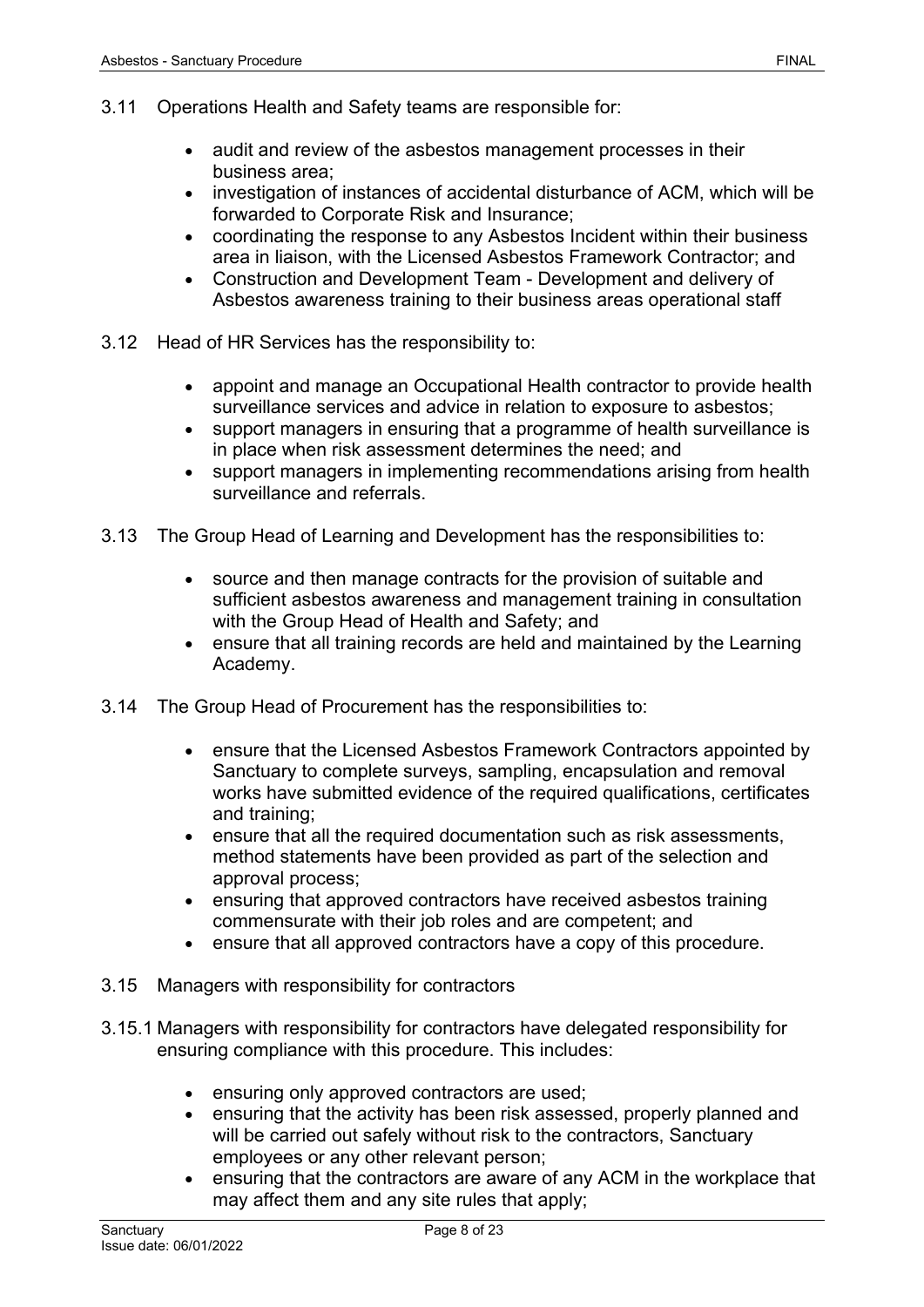3.11 Operations Health and Safety teams are responsible for:

- audit and review of the asbestos management processes in their business area;
- investigation of instances of accidental disturbance of ACM, which will be forwarded to Corporate Risk and Insurance;
- coordinating the response to any Asbestos Incident within their business area in liaison, with the Licensed Asbestos Framework Contractor; and
- Construction and Development Team - Development and delivery of Asbestos awareness training to their business areas operational staff

3.12 Head of HR Services has the responsibility to:

- appoint and manage an Occupational Health contractor to provide health surveillance services and advice in relation to exposure to asbestos;
- support managers in ensuring that a programme of health surveillance is in place when risk assessment determines the need; and
- support managers in implementing recommendations arising from health surveillance and referrals.

3.13 The Group Head of Learning and Development has the responsibilities to:

- source and then manage contracts for the provision of suitable and sufficient asbestos awareness and management training in consultation with the Group Head of Health and Safety; and
- ensure that all training records are held and maintained by the Learning Academy.

3.14 The Group Head of Procurement has the responsibilities to:

- ensure that the Licensed Asbestos Framework Contractors appointed by Sanctuary to complete surveys, sampling, encapsulation and removal works have submitted evidence of the required qualifications, certificates and training;
- ensure that all the required documentation such as risk assessments, method statements have been provided as part of the selection and approval process;
- ensuring that approved contractors have received asbestos training commensurate with their job roles and are competent; and
- ensure that all approved contractors have a copy of this procedure.

3.15 Managers with responsibility for contractors

3.15.1 Managers with responsibility for contractors have delegated responsibility for ensuring compliance with this procedure. This includes:

- ensuring only approved contractors are used;
- ensuring that the activity has been risk assessed, properly planned and will be carried out safely without risk to the contractors, Sanctuary employees or any other relevant person;
- ensuring that the contractors are aware of any ACM in the workplace that may affect them and any site rules that apply;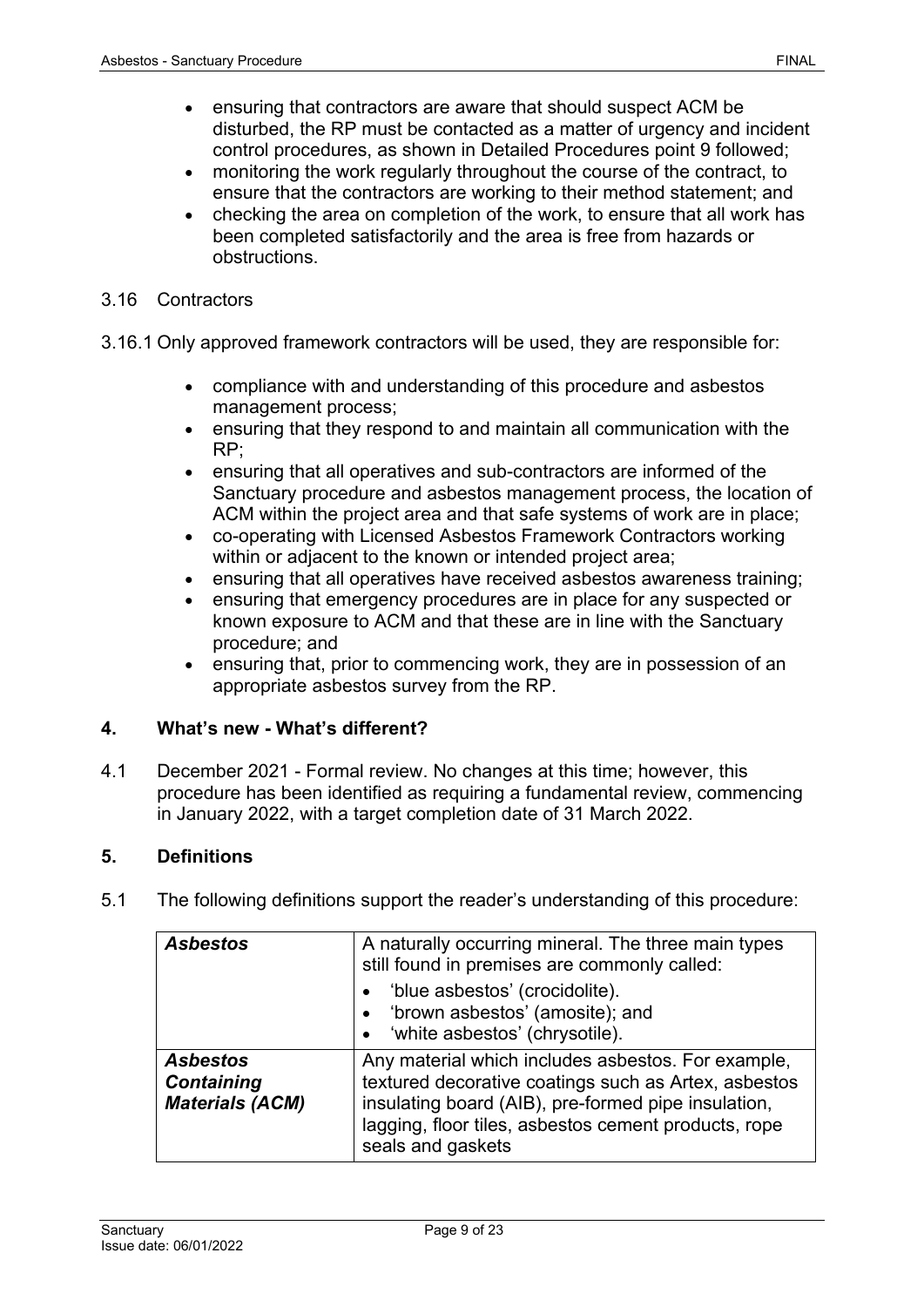- ensuring that contractors are aware that should suspect ACM be disturbed, the RP must be contacted as a matter of urgency and incident control procedures, as shown in Detailed Procedures point 9 followed;
- monitoring the work regularly throughout the course of the contract, to ensure that the contractors are working to their method statement; and
- checking the area on completion of the work, to ensure that all work has been completed satisfactorily and the area is free from hazards or obstructions.

3.16 Contractors

3.16.1 Only approved framework contractors will be used, they are responsible for:

- compliance with and understanding of this procedure and asbestos management process;
- ensuring that they respond to and maintain all communication with the RP;
- ensuring that all operatives and sub-contractors are informed of the Sanctuary procedure and asbestos management process, the location of ACM within the project area and that safe systems of work are in place;
- co-operating with Licensed Asbestos Framework Contractors working within or adjacent to the known or intended project area;
- ensuring that all operatives have received asbestos awareness training;
- ensuring that emergency procedures are in place for any suspected or known exposure to ACM and that these are in line with the Sanctuary procedure; and
- ensuring that, prior to commencing work, they are in possession of an appropriate asbestos survey from the RP.

## 4. What's new - What's different?

4.1 December 2021 - Formal review. No changes at this time; however, this procedure has been identified as requiring a fundamental review, commencing in January 2022, with a target completion date of 31 March 2022.

## 5. Definitions

5.1 The following definitions support the reader's understanding of this procedure:

| | |
|---|---|
| ***Asbestos*** | A naturally occurring mineral. The three main types still found in premises are commonly called:<br>• 'blue asbestos' (crocidolite).<br>• 'brown asbestos' (amosite); and<br>• 'white asbestos' (chrysotile). |
| ***Asbestos Containing Materials (ACM)*** | Any material which includes asbestos. For example, textured decorative coatings such as Artex, asbestos insulating board (AIB), pre-formed pipe insulation, lagging, floor tiles, asbestos cement products, rope seals and gaskets |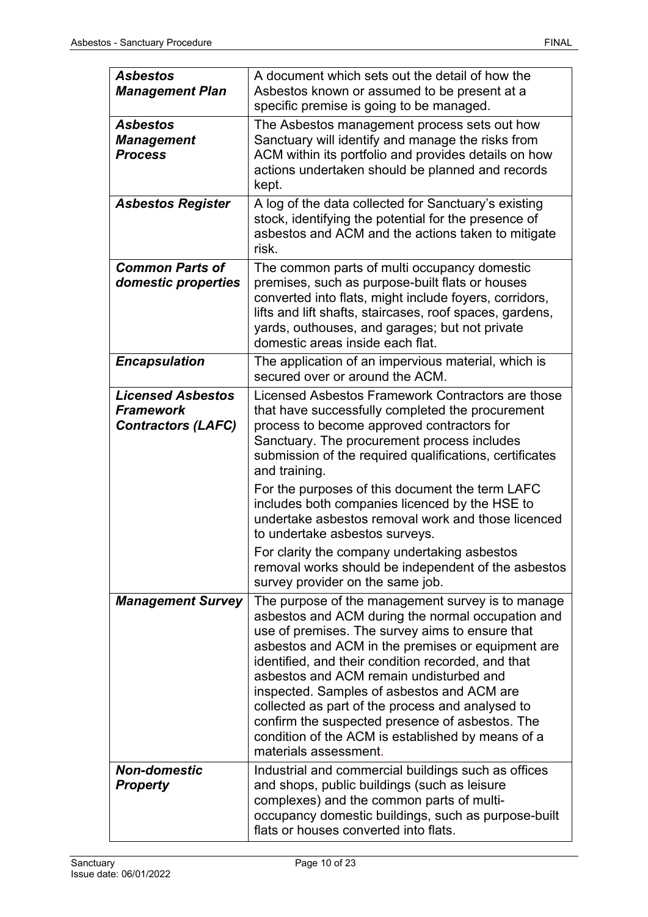| | |
|---|---|
| ***Asbestos Management Plan*** | A document which sets out the detail of how the Asbestos known or assumed to be present at a specific premise is going to be managed. |
| ***Asbestos Management Process*** | The Asbestos management process sets out how Sanctuary will identify and manage the risks from ACM within its portfolio and provides details on how actions undertaken should be planned and records kept. |
| ***Asbestos Register*** | A log of the data collected for Sanctuary's existing stock, identifying the potential for the presence of asbestos and ACM and the actions taken to mitigate risk. |
| ***Common Parts of domestic properties*** | The common parts of multi occupancy domestic premises, such as purpose-built flats or houses converted into flats, might include foyers, corridors, lifts and lift shafts, staircases, roof spaces, gardens, yards, outhouses, and garages; but not private domestic areas inside each flat. |
| ***Encapsulation*** | The application of an impervious material, which is secured over or around the ACM. |
| ***Licensed Asbestos Framework Contractors (LAFC)*** | Licensed Asbestos Framework Contractors are those that have successfully completed the procurement process to become approved contractors for Sanctuary. The procurement process includes submission of the required qualifications, certificates and training.<br><br>For the purposes of this document the term LAFC includes both companies licenced by the HSE to undertake asbestos removal work and those licenced to undertake asbestos surveys.<br><br>For clarity the company undertaking asbestos removal works should be independent of the asbestos survey provider on the same job. |
| ***Management Survey*** | The purpose of the management survey is to manage asbestos and ACM during the normal occupation and use of premises. The survey aims to ensure that asbestos and ACM in the premises or equipment are identified, and their condition recorded, and that asbestos and ACM remain undisturbed and inspected. Samples of asbestos and ACM are collected as part of the process and analysed to confirm the suspected presence of asbestos. The condition of the ACM is established by means of a materials assessment. |
| ***Non-domestic Property*** | Industrial and commercial buildings such as offices and shops, public buildings (such as leisure complexes) and the common parts of multi-occupancy domestic buildings, such as purpose-built flats or houses converted into flats. |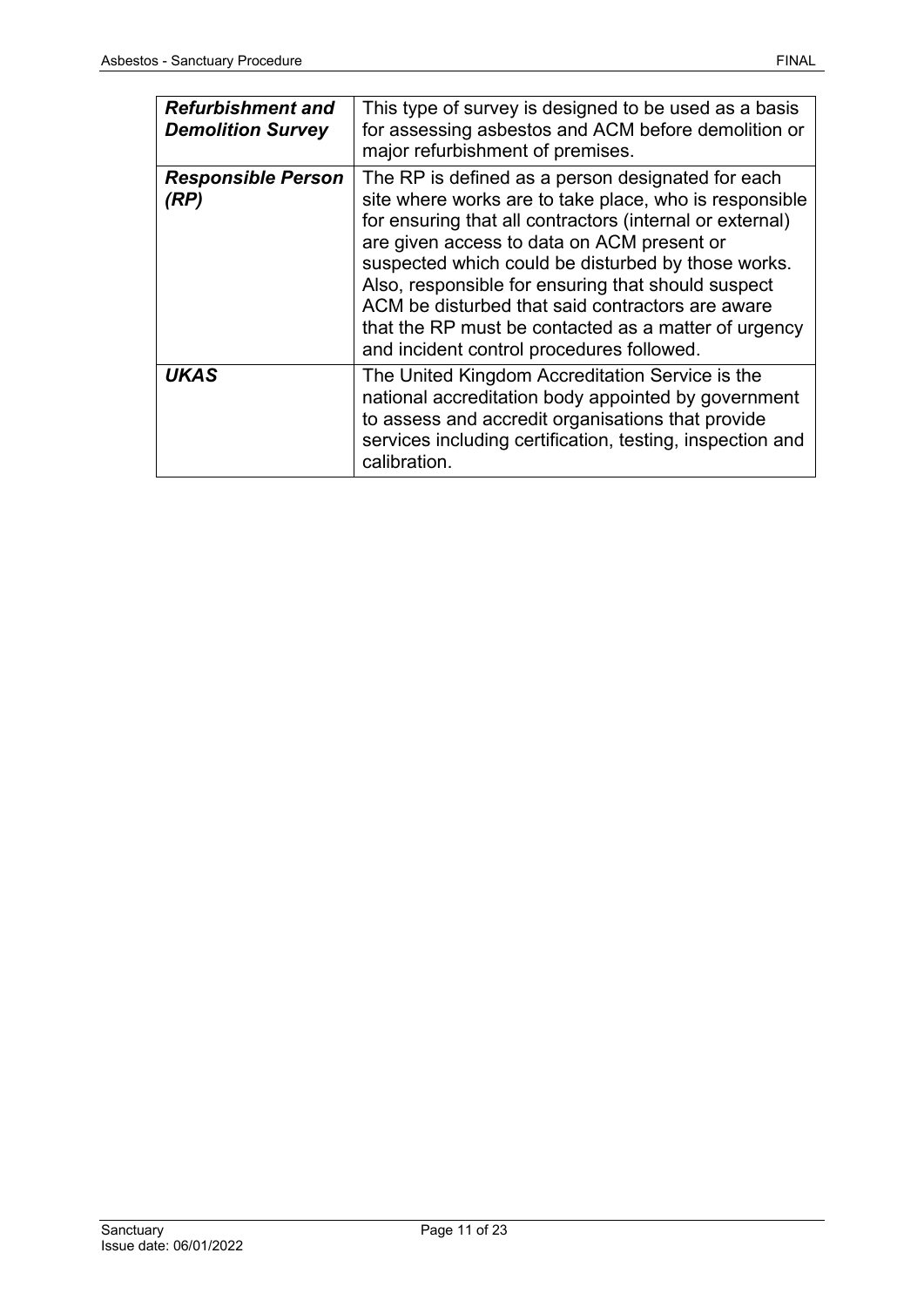| | |
|---|---|
| ***Refurbishment and Demolition Survey*** | This type of survey is designed to be used as a basis for assessing asbestos and ACM before demolition or major refurbishment of premises. |
| ***Responsible Person (RP)*** | The RP is defined as a person designated for each site where works are to take place, who is responsible for ensuring that all contractors (internal or external) are given access to data on ACM present or suspected which could be disturbed by those works. Also, responsible for ensuring that should suspect ACM be disturbed that said contractors are aware that the RP must be contacted as a matter of urgency and incident control procedures followed. |
| ***UKAS*** | The United Kingdom Accreditation Service is the national accreditation body appointed by government to assess and accredit organisations that provide services including certification, testing, inspection and calibration. |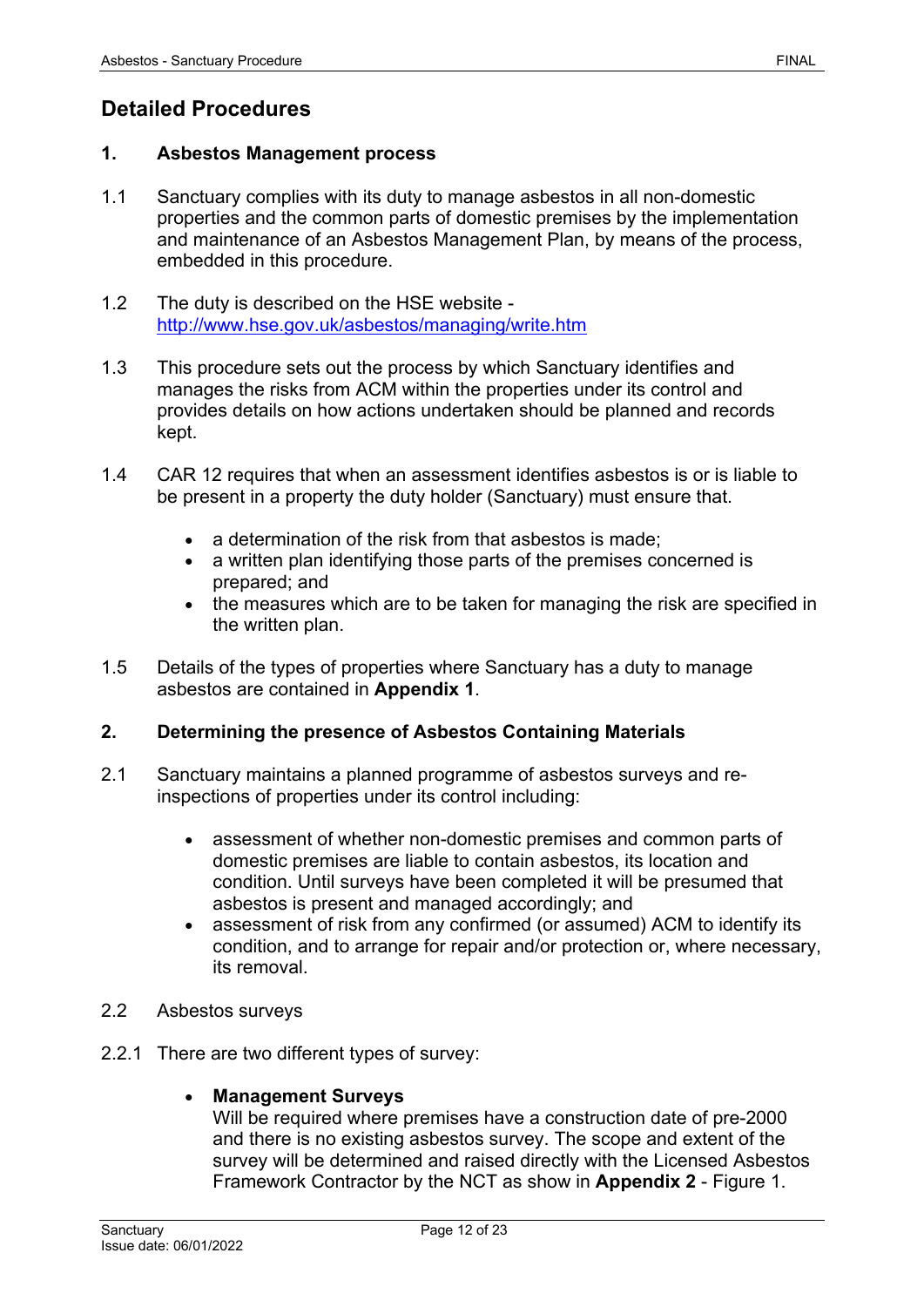## Detailed Procedures

### 1. Asbestos Management process

1.1 Sanctuary complies with its duty to manage asbestos in all non-domestic properties and the common parts of domestic premises by the implementation and maintenance of an Asbestos Management Plan, by means of the process, embedded in this procedure.

1.2 The duty is described on the HSE website - [http://www.hse.gov.uk/asbestos/managing/write.htm](http://www.hse.gov.uk/asbestos/managing/write.htm)

1.3 This procedure sets out the process by which Sanctuary identifies and manages the risks from ACM within the properties under its control and provides details on how actions undertaken should be planned and records kept.

1.4 CAR 12 requires that when an assessment identifies asbestos is or is liable to be present in a property the duty holder (Sanctuary) must ensure that.

- a determination of the risk from that asbestos is made;
- a written plan identifying those parts of the premises concerned is prepared; and
- the measures which are to be taken for managing the risk are specified in the written plan.

1.5 Details of the types of properties where Sanctuary has a duty to manage asbestos are contained in **Appendix 1**.

### 2. Determining the presence of Asbestos Containing Materials

2.1 Sanctuary maintains a planned programme of asbestos surveys and re-inspections of properties under its control including:

- assessment of whether non-domestic premises and common parts of domestic premises are liable to contain asbestos, its location and condition. Until surveys have been completed it will be presumed that asbestos is present and managed accordingly; and
- assessment of risk from any confirmed (or assumed) ACM to identify its condition, and to arrange for repair and/or protection or, where necessary, its removal.

2.2 Asbestos surveys

2.2.1 There are two different types of survey:

- **Management Surveys**
  Will be required where premises have a construction date of pre-2000 and there is no existing asbestos survey. The scope and extent of the survey will be determined and raised directly with the Licensed Asbestos Framework Contractor by the NCT as show in **Appendix 2** - Figure 1.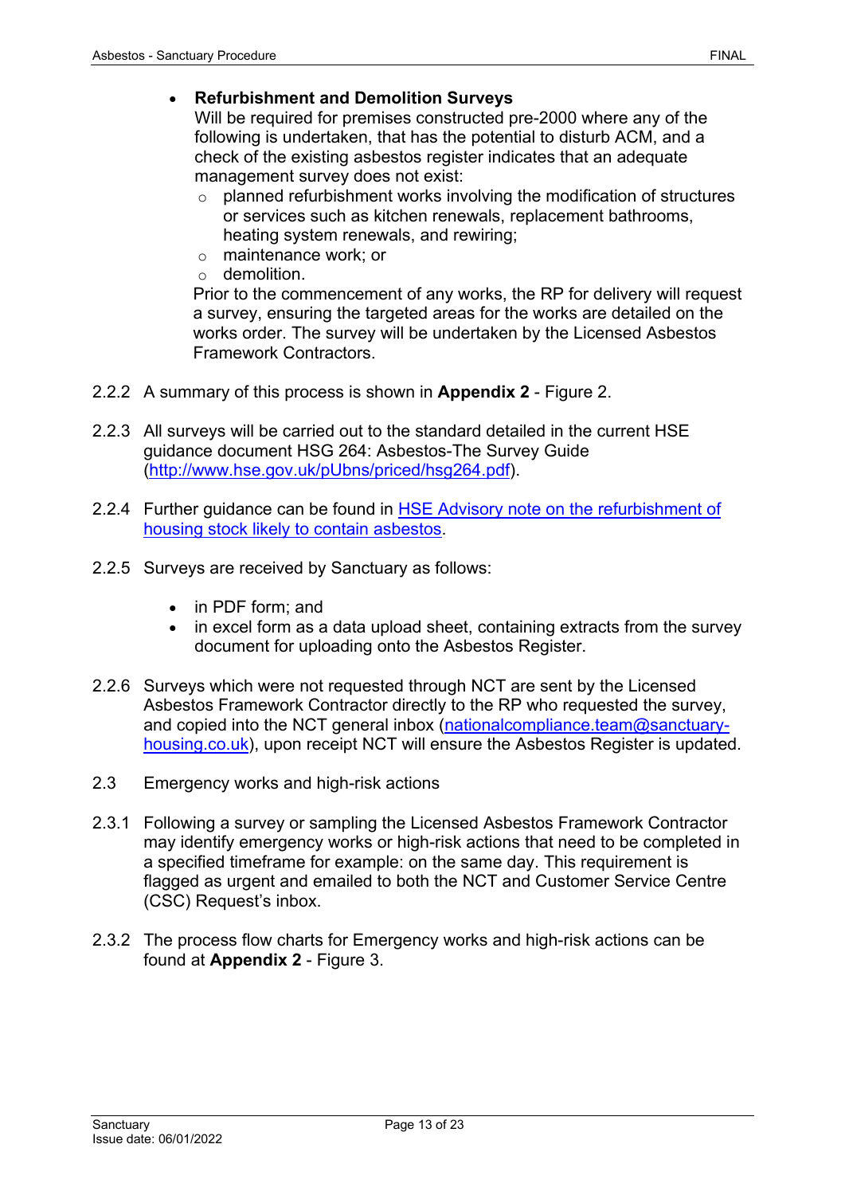- **Refurbishment and Demolition Surveys**
  Will be required for premises constructed pre-2000 where any of the following is undertaken, that has the potential to disturb ACM, and a check of the existing asbestos register indicates that an adequate management survey does not exist:
  - planned refurbishment works involving the modification of structures or services such as kitchen renewals, replacement bathrooms, heating system renewals, and rewiring;
  - maintenance work; or
  - demolition.

  Prior to the commencement of any works, the RP for delivery will request a survey, ensuring the targeted areas for the works are detailed on the works order. The survey will be undertaken by the Licensed Asbestos Framework Contractors.

2.2.2 A summary of this process is shown in **Appendix 2** - Figure 2.

2.2.3 All surveys will be carried out to the standard detailed in the current HSE guidance document HSG 264: Asbestos-The Survey Guide ([http://www.hse.gov.uk/pUbns/priced/hsg264.pdf](http://www.hse.gov.uk/pUbns/priced/hsg264.pdf)).

2.2.4 Further guidance can be found in HSE Advisory note on the refurbishment of housing stock likely to contain asbestos.

2.2.5 Surveys are received by Sanctuary as follows:

- in PDF form; and
- in excel form as a data upload sheet, containing extracts from the survey document for uploading onto the Asbestos Register.

2.2.6 Surveys which were not requested through NCT are sent by the Licensed Asbestos Framework Contractor directly to the RP who requested the survey, and copied into the NCT general inbox (nationalcompliance.team@sanctuary-housing.co.uk), upon receipt NCT will ensure the Asbestos Register is updated.

2.3 Emergency works and high-risk actions

2.3.1 Following a survey or sampling the Licensed Asbestos Framework Contractor may identify emergency works or high-risk actions that need to be completed in a specified timeframe for example: on the same day. This requirement is flagged as urgent and emailed to both the NCT and Customer Service Centre (CSC) Request's inbox.

2.3.2 The process flow charts for Emergency works and high-risk actions can be found at **Appendix 2** - Figure 3.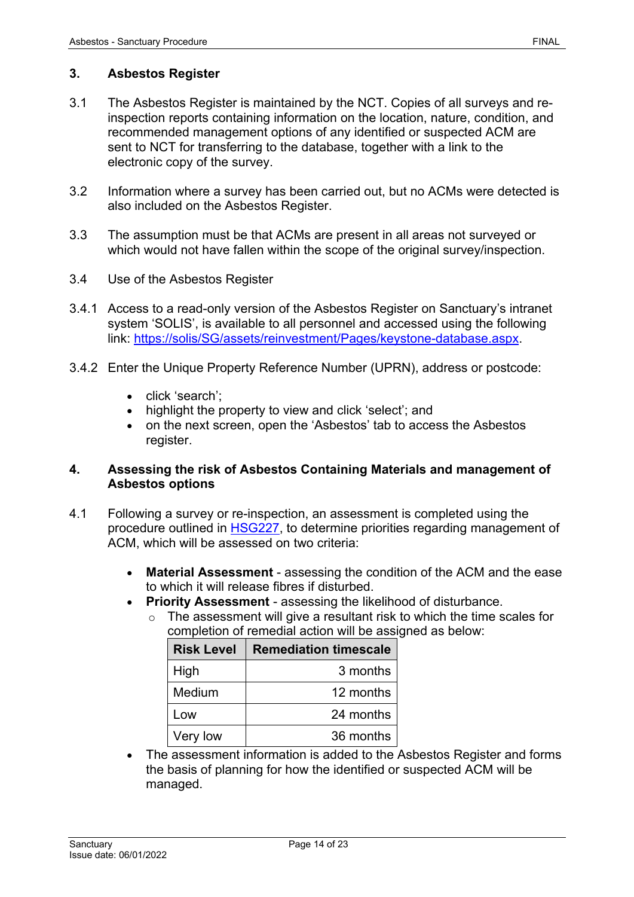## 3. Asbestos Register

3.1 The Asbestos Register is maintained by the NCT. Copies of all surveys and re-inspection reports containing information on the location, nature, condition, and recommended management options of any identified or suspected ACM are sent to NCT for transferring to the database, together with a link to the electronic copy of the survey.

3.2 Information where a survey has been carried out, but no ACMs were detected is also included on the Asbestos Register.

3.3 The assumption must be that ACMs are present in all areas not surveyed or which would not have fallen within the scope of the original survey/inspection.

3.4 Use of the Asbestos Register

3.4.1 Access to a read-only version of the Asbestos Register on Sanctuary's intranet system 'SOLIS', is available to all personnel and accessed using the following link: [https://solis/SG/assets/reinvestment/Pages/keystone-database.aspx](https://solis/SG/assets/reinvestment/Pages/keystone-database.aspx).

3.4.2 Enter the Unique Property Reference Number (UPRN), address or postcode:

- click 'search';
- highlight the property to view and click 'select'; and
- on the next screen, open the 'Asbestos' tab to access the Asbestos register.

## 4. Assessing the risk of Asbestos Containing Materials and management of Asbestos options

4.1 Following a survey or re-inspection, an assessment is completed using the procedure outlined in [HSG227](HSG227), to determine priorities regarding management of ACM, which will be assessed on two criteria:

- **Material Assessment** - assessing the condition of the ACM and the ease to which it will release fibres if disturbed.
- **Priority Assessment** - assessing the likelihood of disturbance.
  - The assessment will give a resultant risk to which the time scales for completion of remedial action will be assigned as below:

| Risk Level | Remediation timescale |
|---|---|
| High | 3 months |
| Medium | 12 months |
| Low | 24 months |
| Very low | 36 months |

- The assessment information is added to the Asbestos Register and forms the basis of planning for how the identified or suspected ACM will be managed.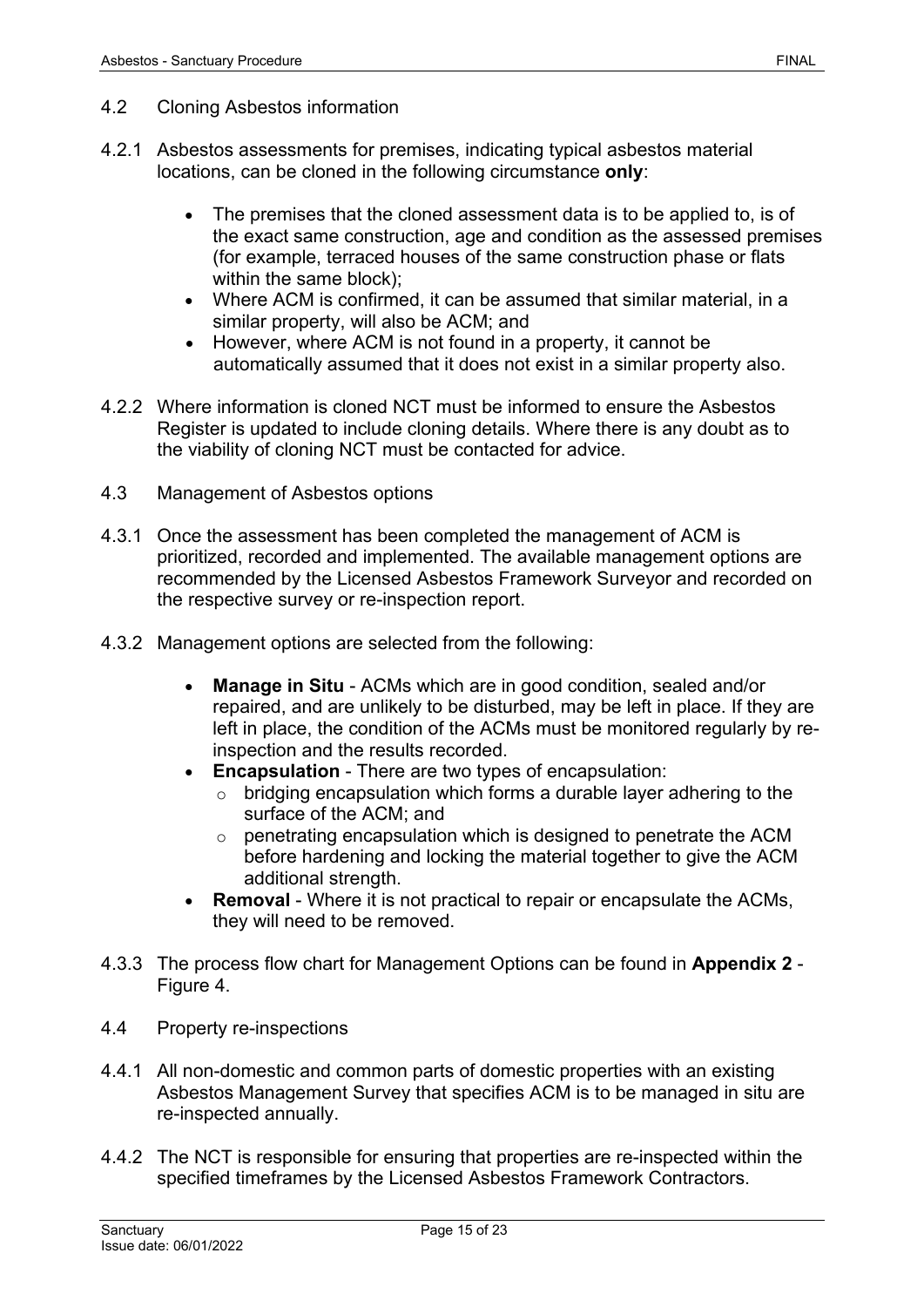## 4.2 Cloning Asbestos information

4.2.1 Asbestos assessments for premises, indicating typical asbestos material locations, can be cloned in the following circumstance **only**:

- The premises that the cloned assessment data is to be applied to, is of the exact same construction, age and condition as the assessed premises (for example, terraced houses of the same construction phase or flats within the same block);
- Where ACM is confirmed, it can be assumed that similar material, in a similar property, will also be ACM; and
- However, where ACM is not found in a property, it cannot be automatically assumed that it does not exist in a similar property also.

4.2.2 Where information is cloned NCT must be informed to ensure the Asbestos Register is updated to include cloning details. Where there is any doubt as to the viability of cloning NCT must be contacted for advice.

## 4.3 Management of Asbestos options

4.3.1 Once the assessment has been completed the management of ACM is prioritized, recorded and implemented. The available management options are recommended by the Licensed Asbestos Framework Surveyor and recorded on the respective survey or re-inspection report.

4.3.2 Management options are selected from the following:

- **Manage in Situ** - ACMs which are in good condition, sealed and/or repaired, and are unlikely to be disturbed, may be left in place. If they are left in place, the condition of the ACMs must be monitored regularly by re-inspection and the results recorded.
- **Encapsulation** - There are two types of encapsulation:
  - bridging encapsulation which forms a durable layer adhering to the surface of the ACM; and
  - penetrating encapsulation which is designed to penetrate the ACM before hardening and locking the material together to give the ACM additional strength.
- **Removal** - Where it is not practical to repair or encapsulate the ACMs, they will need to be removed.

4.3.3 The process flow chart for Management Options can be found in **Appendix 2** - Figure 4.

## 4.4 Property re-inspections

4.4.1 All non-domestic and common parts of domestic properties with an existing Asbestos Management Survey that specifies ACM is to be managed in situ are re-inspected annually.

4.4.2 The NCT is responsible for ensuring that properties are re-inspected within the specified timeframes by the Licensed Asbestos Framework Contractors.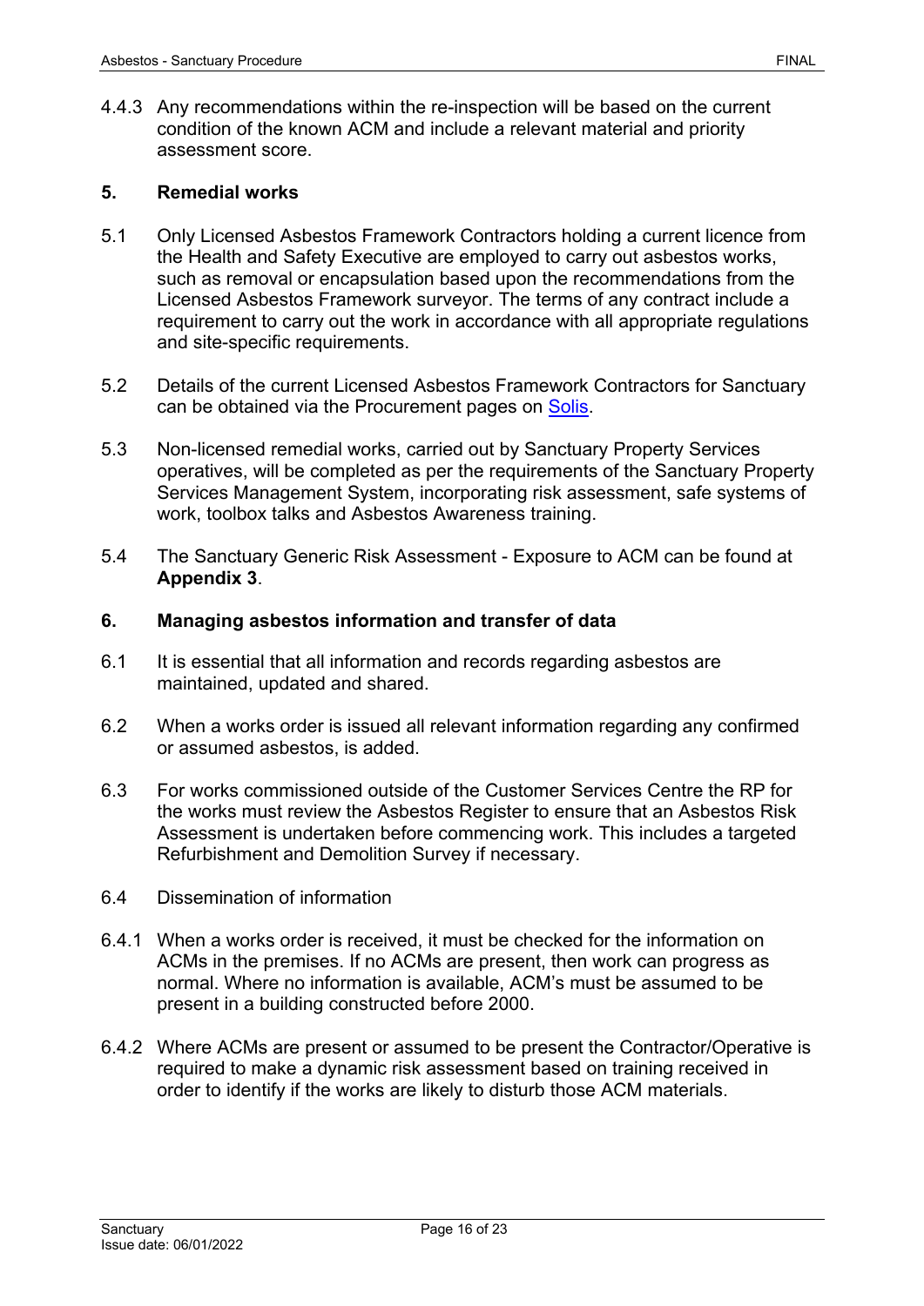4.4.3 Any recommendations within the re-inspection will be based on the current condition of the known ACM and include a relevant material and priority assessment score.

## 5. Remedial works

5.1 Only Licensed Asbestos Framework Contractors holding a current licence from the Health and Safety Executive are employed to carry out asbestos works, such as removal or encapsulation based upon the recommendations from the Licensed Asbestos Framework surveyor. The terms of any contract include a requirement to carry out the work in accordance with all appropriate regulations and site-specific requirements.

5.2 Details of the current Licensed Asbestos Framework Contractors for Sanctuary can be obtained via the Procurement pages on Solis.

5.3 Non-licensed remedial works, carried out by Sanctuary Property Services operatives, will be completed as per the requirements of the Sanctuary Property Services Management System, incorporating risk assessment, safe systems of work, toolbox talks and Asbestos Awareness training.

5.4 The Sanctuary Generic Risk Assessment - Exposure to ACM can be found at **Appendix 3**.

## 6. Managing asbestos information and transfer of data

6.1 It is essential that all information and records regarding asbestos are maintained, updated and shared.

6.2 When a works order is issued all relevant information regarding any confirmed or assumed asbestos, is added.

6.3 For works commissioned outside of the Customer Services Centre the RP for the works must review the Asbestos Register to ensure that an Asbestos Risk Assessment is undertaken before commencing work. This includes a targeted Refurbishment and Demolition Survey if necessary.

6.4 Dissemination of information

6.4.1 When a works order is received, it must be checked for the information on ACMs in the premises. If no ACMs are present, then work can progress as normal. Where no information is available, ACM's must be assumed to be present in a building constructed before 2000.

6.4.2 Where ACMs are present or assumed to be present the Contractor/Operative is required to make a dynamic risk assessment based on training received in order to identify if the works are likely to disturb those ACM materials.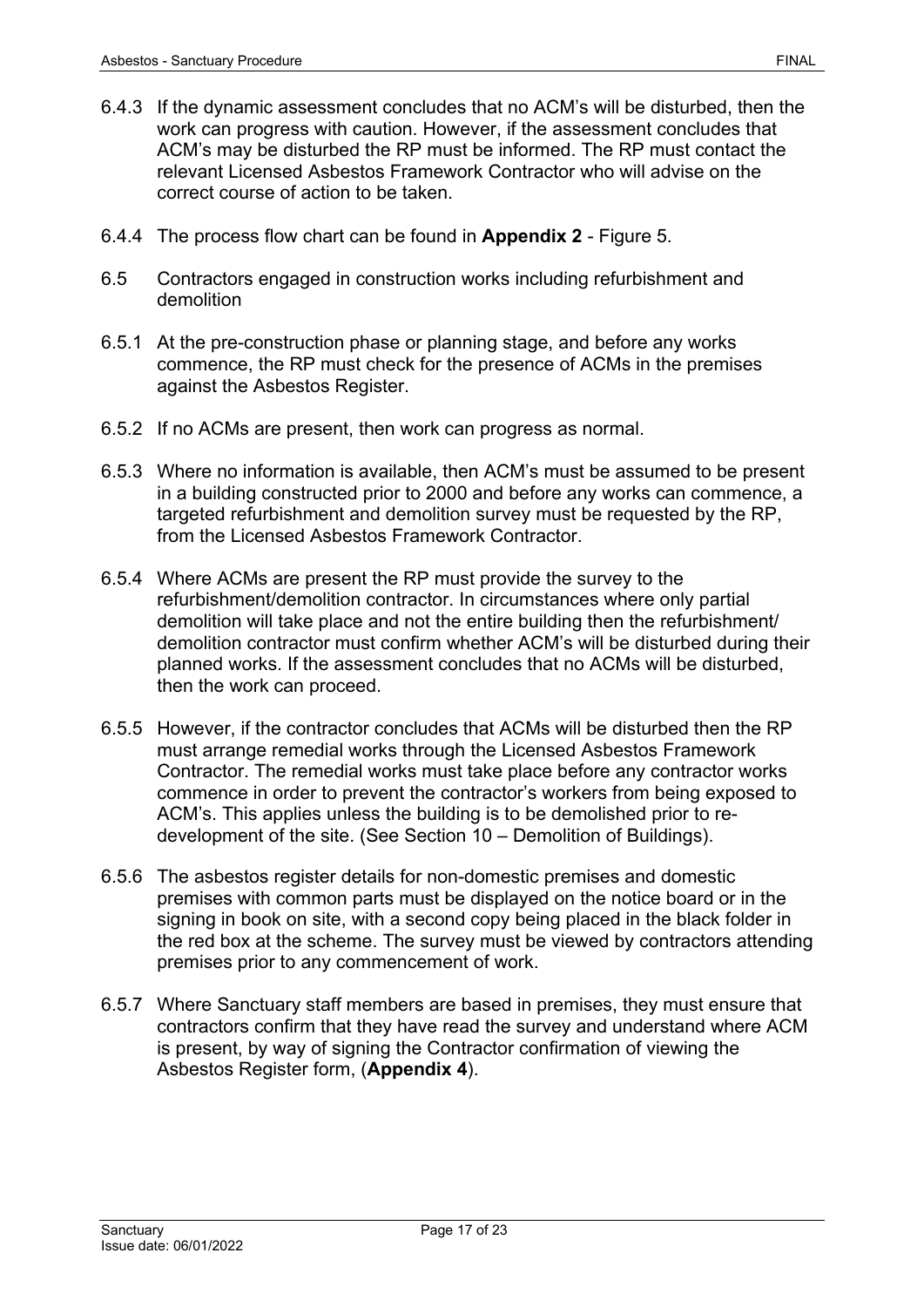6.4.3 If the dynamic assessment concludes that no ACM's will be disturbed, then the work can progress with caution. However, if the assessment concludes that ACM's may be disturbed the RP must be informed. The RP must contact the relevant Licensed Asbestos Framework Contractor who will advise on the correct course of action to be taken.

6.4.4 The process flow chart can be found in **Appendix 2** - Figure 5.

6.5 Contractors engaged in construction works including refurbishment and demolition

6.5.1 At the pre-construction phase or planning stage, and before any works commence, the RP must check for the presence of ACMs in the premises against the Asbestos Register.

6.5.2 If no ACMs are present, then work can progress as normal.

6.5.3 Where no information is available, then ACM's must be assumed to be present in a building constructed prior to 2000 and before any works can commence, a targeted refurbishment and demolition survey must be requested by the RP, from the Licensed Asbestos Framework Contractor.

6.5.4 Where ACMs are present the RP must provide the survey to the refurbishment/demolition contractor. In circumstances where only partial demolition will take place and not the entire building then the refurbishment/ demolition contractor must confirm whether ACM's will be disturbed during their planned works. If the assessment concludes that no ACMs will be disturbed, then the work can proceed.

6.5.5 However, if the contractor concludes that ACMs will be disturbed then the RP must arrange remedial works through the Licensed Asbestos Framework Contractor. The remedial works must take place before any contractor works commence in order to prevent the contractor's workers from being exposed to ACM's. This applies unless the building is to be demolished prior to re-development of the site. (See Section 10 – Demolition of Buildings).

6.5.6 The asbestos register details for non-domestic premises and domestic premises with common parts must be displayed on the notice board or in the signing in book on site, with a second copy being placed in the black folder in the red box at the scheme. The survey must be viewed by contractors attending premises prior to any commencement of work.

6.5.7 Where Sanctuary staff members are based in premises, they must ensure that contractors confirm that they have read the survey and understand where ACM is present, by way of signing the Contractor confirmation of viewing the Asbestos Register form, (**Appendix 4**).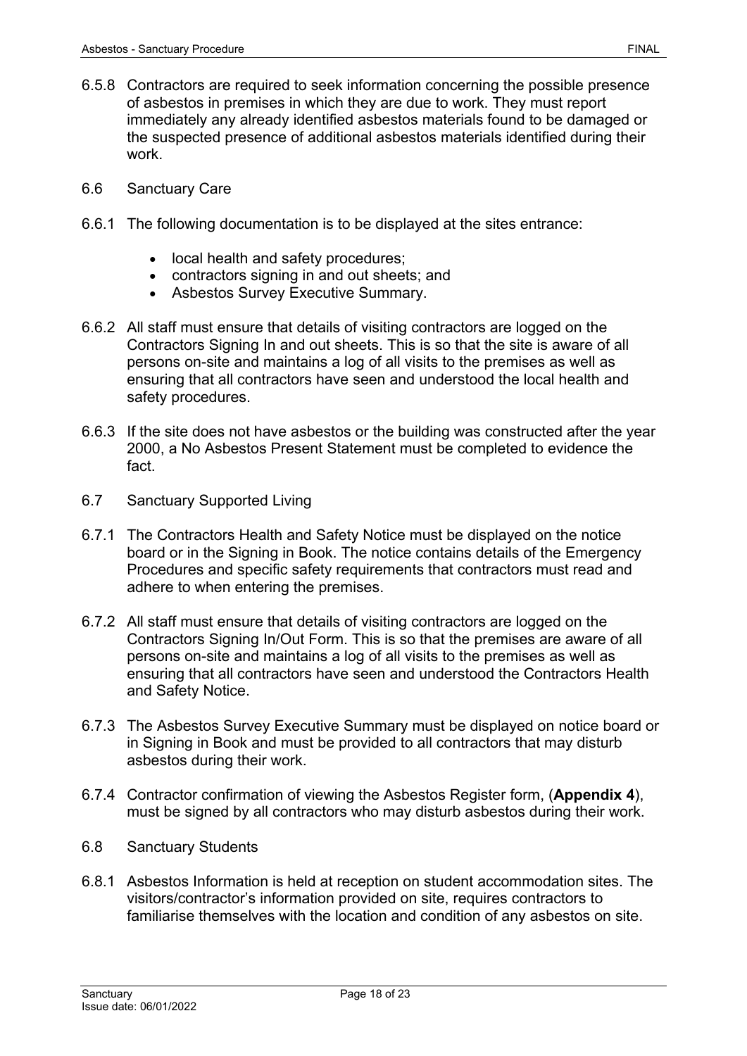6.5.8 Contractors are required to seek information concerning the possible presence of asbestos in premises in which they are due to work. They must report immediately any already identified asbestos materials found to be damaged or the suspected presence of additional asbestos materials identified during their work.

6.6 Sanctuary Care

6.6.1 The following documentation is to be displayed at the sites entrance:

- local health and safety procedures;
- contractors signing in and out sheets; and
- Asbestos Survey Executive Summary.

6.6.2 All staff must ensure that details of visiting contractors are logged on the Contractors Signing In and out sheets. This is so that the site is aware of all persons on-site and maintains a log of all visits to the premises as well as ensuring that all contractors have seen and understood the local health and safety procedures.

6.6.3 If the site does not have asbestos or the building was constructed after the year 2000, a No Asbestos Present Statement must be completed to evidence the fact.

6.7 Sanctuary Supported Living

6.7.1 The Contractors Health and Safety Notice must be displayed on the notice board or in the Signing in Book. The notice contains details of the Emergency Procedures and specific safety requirements that contractors must read and adhere to when entering the premises.

6.7.2 All staff must ensure that details of visiting contractors are logged on the Contractors Signing In/Out Form. This is so that the premises are aware of all persons on-site and maintains a log of all visits to the premises as well as ensuring that all contractors have seen and understood the Contractors Health and Safety Notice.

6.7.3 The Asbestos Survey Executive Summary must be displayed on notice board or in Signing in Book and must be provided to all contractors that may disturb asbestos during their work.

6.7.4 Contractor confirmation of viewing the Asbestos Register form, (**Appendix 4**), must be signed by all contractors who may disturb asbestos during their work.

6.8 Sanctuary Students

6.8.1 Asbestos Information is held at reception on student accommodation sites. The visitors/contractor's information provided on site, requires contractors to familiarise themselves with the location and condition of any asbestos on site.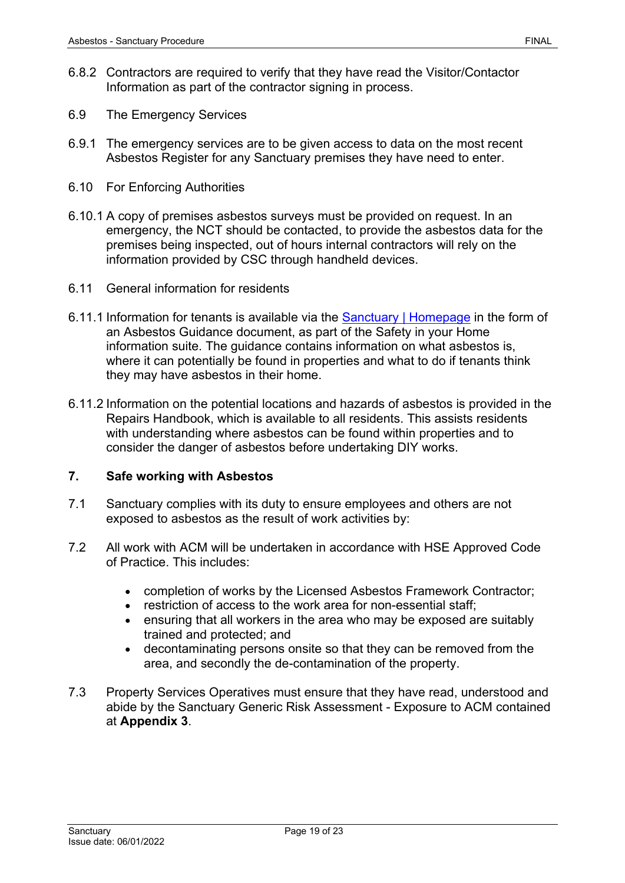6.8.2 Contractors are required to verify that they have read the Visitor/Contactor Information as part of the contractor signing in process.

6.9 The Emergency Services

6.9.1 The emergency services are to be given access to data on the most recent Asbestos Register for any Sanctuary premises they have need to enter.

6.10 For Enforcing Authorities

6.10.1 A copy of premises asbestos surveys must be provided on request. In an emergency, the NCT should be contacted, to provide the asbestos data for the premises being inspected, out of hours internal contractors will rely on the information provided by CSC through handheld devices.

6.11 General information for residents

6.11.1 Information for tenants is available via the Sanctuary | Homepage in the form of an Asbestos Guidance document, as part of the Safety in your Home information suite. The guidance contains information on what asbestos is, where it can potentially be found in properties and what to do if tenants think they may have asbestos in their home.

6.11.2 Information on the potential locations and hazards of asbestos is provided in the Repairs Handbook, which is available to all residents. This assists residents with understanding where asbestos can be found within properties and to consider the danger of asbestos before undertaking DIY works.

## 7. Safe working with Asbestos

7.1 Sanctuary complies with its duty to ensure employees and others are not exposed to asbestos as the result of work activities by:

7.2 All work with ACM will be undertaken in accordance with HSE Approved Code of Practice. This includes:

- completion of works by the Licensed Asbestos Framework Contractor;
- restriction of access to the work area for non-essential staff;
- ensuring that all workers in the area who may be exposed are suitably trained and protected; and
- decontaminating persons onsite so that they can be removed from the area, and secondly the de-contamination of the property.

7.3 Property Services Operatives must ensure that they have read, understood and abide by the Sanctuary Generic Risk Assessment - Exposure to ACM contained at **Appendix 3**.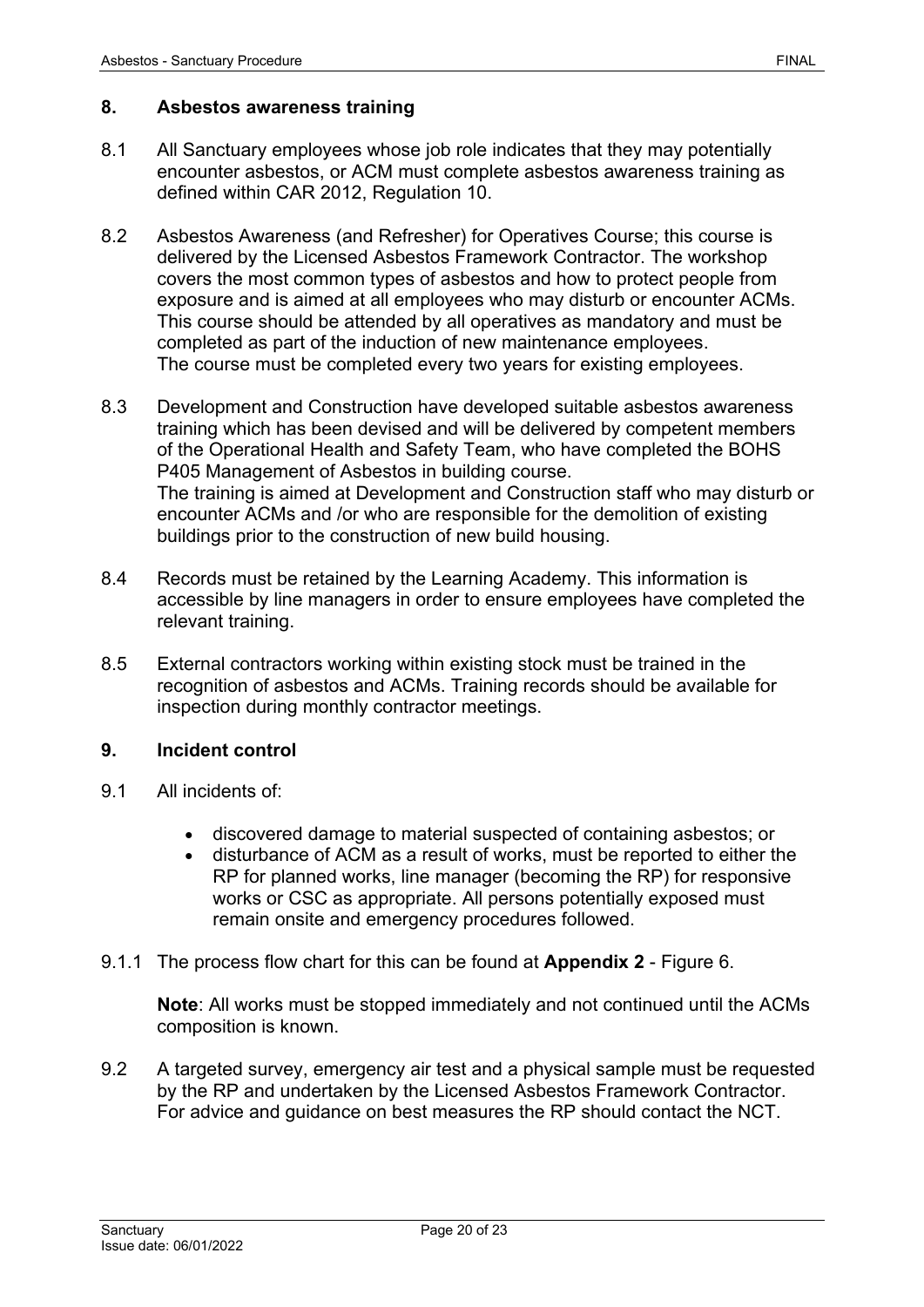## 8. Asbestos awareness training

8.1 All Sanctuary employees whose job role indicates that they may potentially encounter asbestos, or ACM must complete asbestos awareness training as defined within CAR 2012, Regulation 10.

8.2 Asbestos Awareness (and Refresher) for Operatives Course; this course is delivered by the Licensed Asbestos Framework Contractor. The workshop covers the most common types of asbestos and how to protect people from exposure and is aimed at all employees who may disturb or encounter ACMs. This course should be attended by all operatives as mandatory and must be completed as part of the induction of new maintenance employees.
The course must be completed every two years for existing employees.

8.3 Development and Construction have developed suitable asbestos awareness training which has been devised and will be delivered by competent members of the Operational Health and Safety Team, who have completed the BOHS P405 Management of Asbestos in building course.
The training is aimed at Development and Construction staff who may disturb or encounter ACMs and /or who are responsible for the demolition of existing buildings prior to the construction of new build housing.

8.4 Records must be retained by the Learning Academy. This information is accessible by line managers in order to ensure employees have completed the relevant training.

8.5 External contractors working within existing stock must be trained in the recognition of asbestos and ACMs. Training records should be available for inspection during monthly contractor meetings.

## 9. Incident control

9.1 All incidents of:

- discovered damage to material suspected of containing asbestos; or
- disturbance of ACM as a result of works, must be reported to either the RP for planned works, line manager (becoming the RP) for responsive works or CSC as appropriate. All persons potentially exposed must remain onsite and emergency procedures followed.

9.1.1 The process flow chart for this can be found at **Appendix 2** - Figure 6.

**Note**: All works must be stopped immediately and not continued until the ACMs composition is known.

9.2 A targeted survey, emergency air test and a physical sample must be requested by the RP and undertaken by the Licensed Asbestos Framework Contractor. For advice and guidance on best measures the RP should contact the NCT.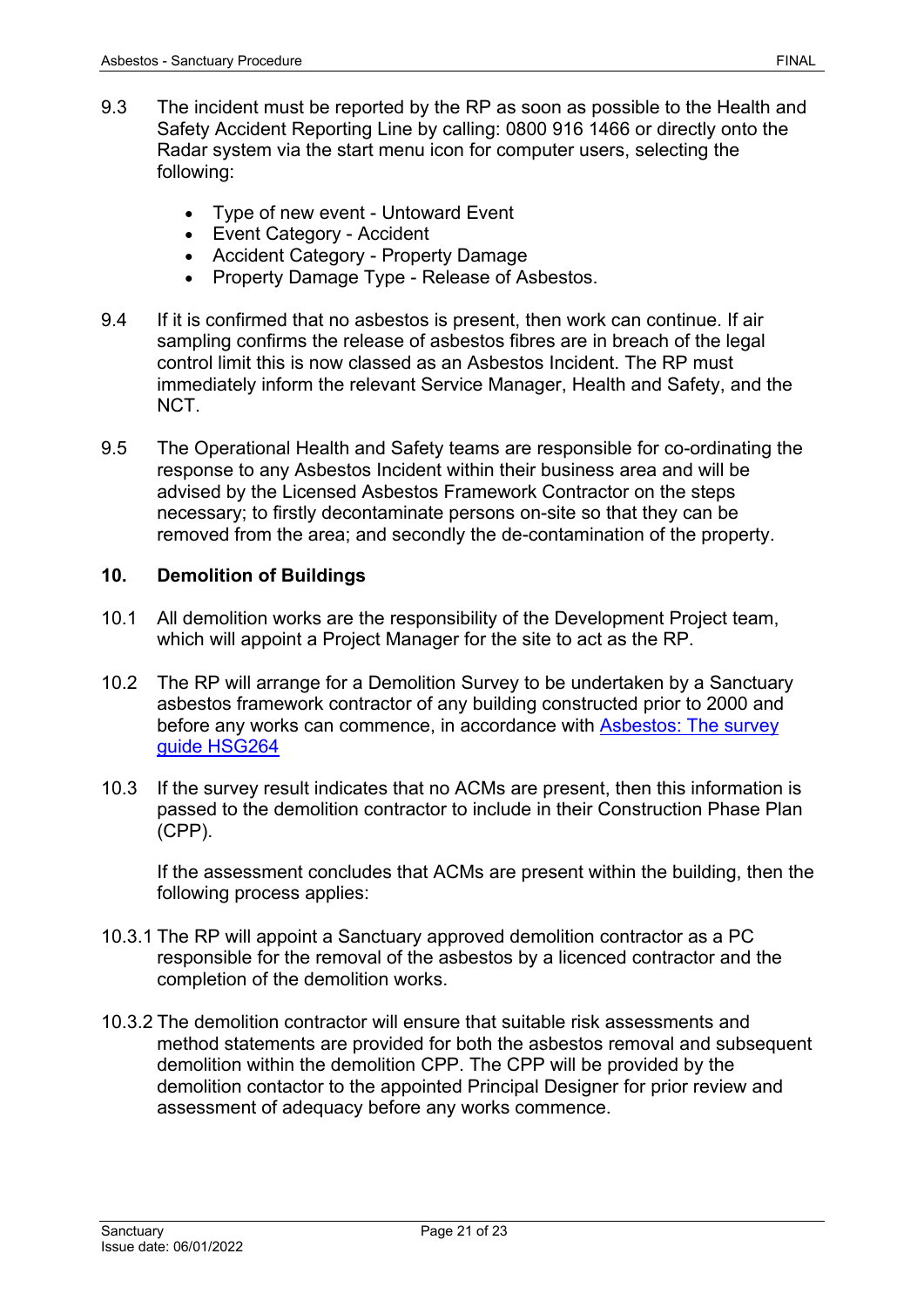9.3 The incident must be reported by the RP as soon as possible to the Health and Safety Accident Reporting Line by calling: 0800 916 1466 or directly onto the Radar system via the start menu icon for computer users, selecting the following:

- Type of new event - Untoward Event
- Event Category - Accident
- Accident Category - Property Damage
- Property Damage Type - Release of Asbestos.

9.4 If it is confirmed that no asbestos is present, then work can continue. If air sampling confirms the release of asbestos fibres are in breach of the legal control limit this is now classed as an Asbestos Incident. The RP must immediately inform the relevant Service Manager, Health and Safety, and the NCT.

9.5 The Operational Health and Safety teams are responsible for co-ordinating the response to any Asbestos Incident within their business area and will be advised by the Licensed Asbestos Framework Contractor on the steps necessary; to firstly decontaminate persons on-site so that they can be removed from the area; and secondly the de-contamination of the property.

## 10. Demolition of Buildings

10.1 All demolition works are the responsibility of the Development Project team, which will appoint a Project Manager for the site to act as the RP.

10.2 The RP will arrange for a Demolition Survey to be undertaken by a Sanctuary asbestos framework contractor of any building constructed prior to 2000 and before any works can commence, in accordance with [Asbestos: The survey guide HSG264]

10.3 If the survey result indicates that no ACMs are present, then this information is passed to the demolition contractor to include in their Construction Phase Plan (CPP).

If the assessment concludes that ACMs are present within the building, then the following process applies:

10.3.1 The RP will appoint a Sanctuary approved demolition contractor as a PC responsible for the removal of the asbestos by a licenced contractor and the completion of the demolition works.

10.3.2 The demolition contractor will ensure that suitable risk assessments and method statements are provided for both the asbestos removal and subsequent demolition within the demolition CPP. The CPP will be provided by the demolition contactor to the appointed Principal Designer for prior review and assessment of adequacy before any works commence.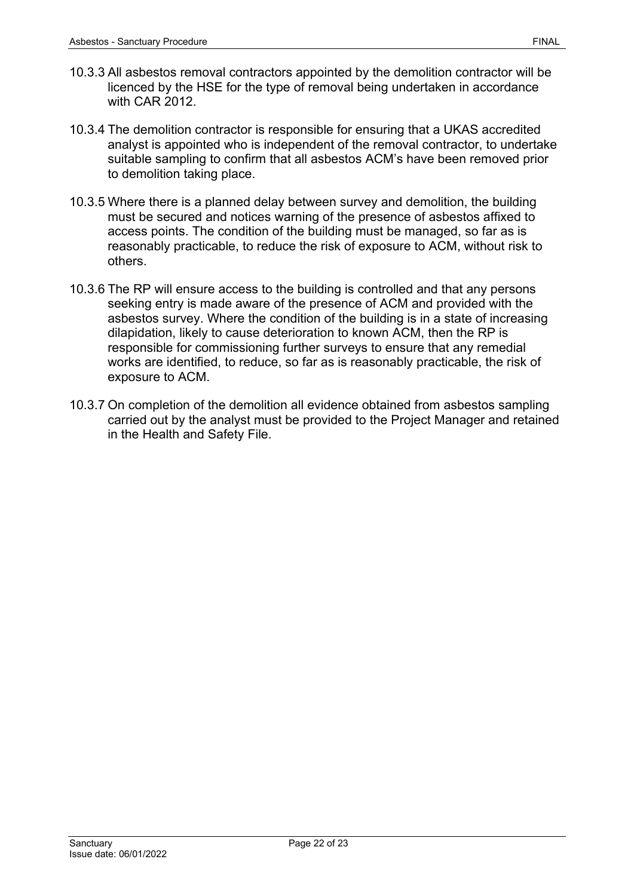10.3.3 All asbestos removal contractors appointed by the demolition contractor will be licenced by the HSE for the type of removal being undertaken in accordance with CAR 2012.

10.3.4 The demolition contractor is responsible for ensuring that a UKAS accredited analyst is appointed who is independent of the removal contractor, to undertake suitable sampling to confirm that all asbestos ACM's have been removed prior to demolition taking place.

10.3.5 Where there is a planned delay between survey and demolition, the building must be secured and notices warning of the presence of asbestos affixed to access points. The condition of the building must be managed, so far as is reasonably practicable, to reduce the risk of exposure to ACM, without risk to others.

10.3.6 The RP will ensure access to the building is controlled and that any persons seeking entry is made aware of the presence of ACM and provided with the asbestos survey. Where the condition of the building is in a state of increasing dilapidation, likely to cause deterioration to known ACM, then the RP is responsible for commissioning further surveys to ensure that any remedial works are identified, to reduce, so far as is reasonably practicable, the risk of exposure to ACM.

10.3.7 On completion of the demolition all evidence obtained from asbestos sampling carried out by the analyst must be provided to the Project Manager and retained in the Health and Safety File.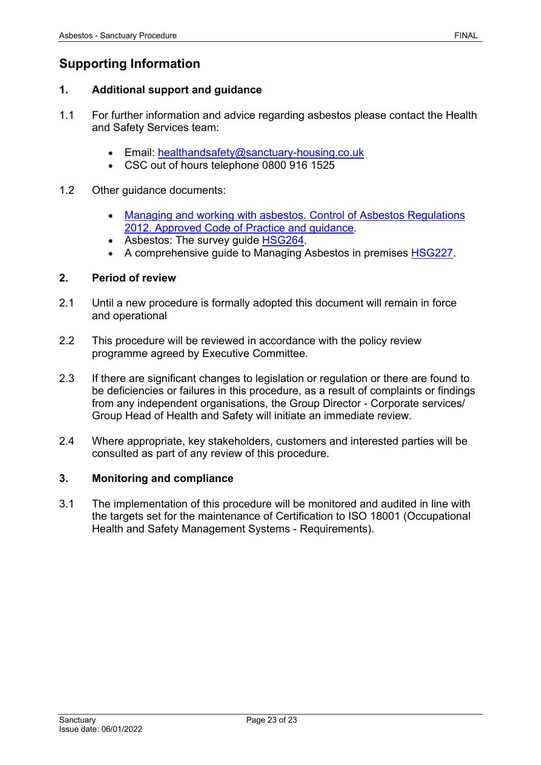## Supporting Information

### 1. Additional support and guidance

1.1 For further information and advice regarding asbestos please contact the Health and Safety Services team:

- Email: healthandsafety@sanctuary-housing.co.uk
- CSC out of hours telephone 0800 916 1525

1.2 Other guidance documents:

- Managing and working with asbestos. Control of Asbestos Regulations 2012. Approved Code of Practice and guidance.
- Asbestos: The survey guide HSG264.
- A comprehensive guide to Managing Asbestos in premises HSG227.

### 2. Period of review

2.1 Until a new procedure is formally adopted this document will remain in force and operational

2.2 This procedure will be reviewed in accordance with the policy review programme agreed by Executive Committee.

2.3 If there are significant changes to legislation or regulation or there are found to be deficiencies or failures in this procedure, as a result of complaints or findings from any independent organisations, the Group Director - Corporate services/ Group Head of Health and Safety will initiate an immediate review.

2.4 Where appropriate, key stakeholders, customers and interested parties will be consulted as part of any review of this procedure.

### 3. Monitoring and compliance

3.1 The implementation of this procedure will be monitored and audited in line with the targets set for the maintenance of Certification to ISO 18001 (Occupational Health and Safety Management Systems - Requirements).